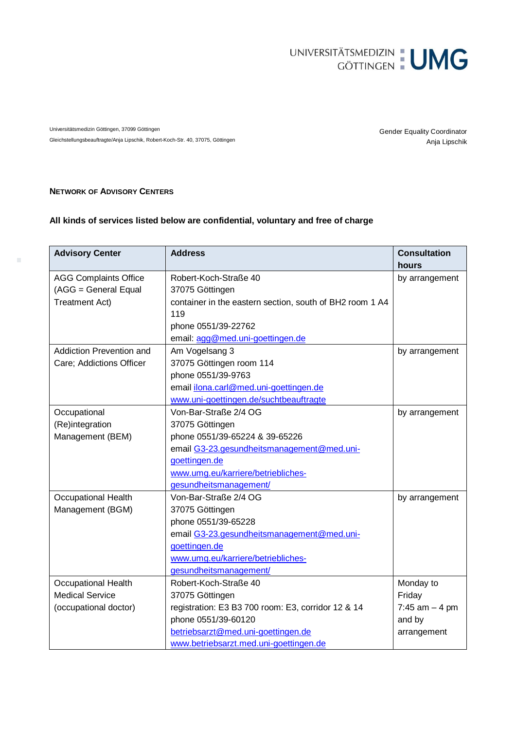UNIVERSITÄTSMEDIZIN GÖTTINGEN UMG

Universitätsmedizin Göttingen, 37099 Göttingen

Gleichstellungsbeauftragte/Anja Lipschik, Robert-Koch-Str. 40, 37075, Göttingen

Gender Equality Coordinator
Anja Lipschik

## Network of Advisory Centers

**All kinds of services listed below are confidential, voluntary and free of charge**

| Advisory Center | Address | Consultation hours |
|---|---|---|
| AGG Complaints Office (AGG = General Equal Treatment Act) | Robert-Koch-Straße 40<br>37075 Göttingen<br>container in the eastern section, south of BH2 room 1 A4 119<br>phone 0551/39-22762<br>email: agg@med.uni-goettingen.de | by arrangement |
| Addiction Prevention and Care; Addictions Officer | Am Vogelsang 3<br>37075 Göttingen room 114<br>phone 0551/39-9763<br>email ilona.carl@med.uni-goettingen.de<br>www.uni-goettingen.de/suchtbeauftragte | by arrangement |
| Occupational (Re)integration Management (BEM) | Von-Bar-Straße 2/4 OG<br>37075 Göttingen<br>phone 0551/39-65224 & 39-65226<br>email G3-23.gesundheitsmanagement@med.uni-goettingen.de<br>www.umg.eu/karriere/betriebliches-gesundheitsmanagement/ | by arrangement |
| Occupational Health Management (BGM) | Von-Bar-Straße 2/4 OG<br>37075 Göttingen<br>phone 0551/39-65228<br>email G3-23.gesundheitsmanagement@med.uni-goettingen.de<br>www.umg.eu/karriere/betriebliches-gesundheitsmanagement/ | by arrangement |
| Occupational Health Medical Service (occupational doctor) | Robert-Koch-Straße 40<br>37075 Göttingen<br>registration: E3 B3 700 room: E3, corridor 12 & 14<br>phone 0551/39-60120<br>betriebsarzt@med.uni-goettingen.de<br>www.betriebsarzt.med.uni-goettingen.de | Monday to Friday<br>7:45 am – 4 pm and by arrangement |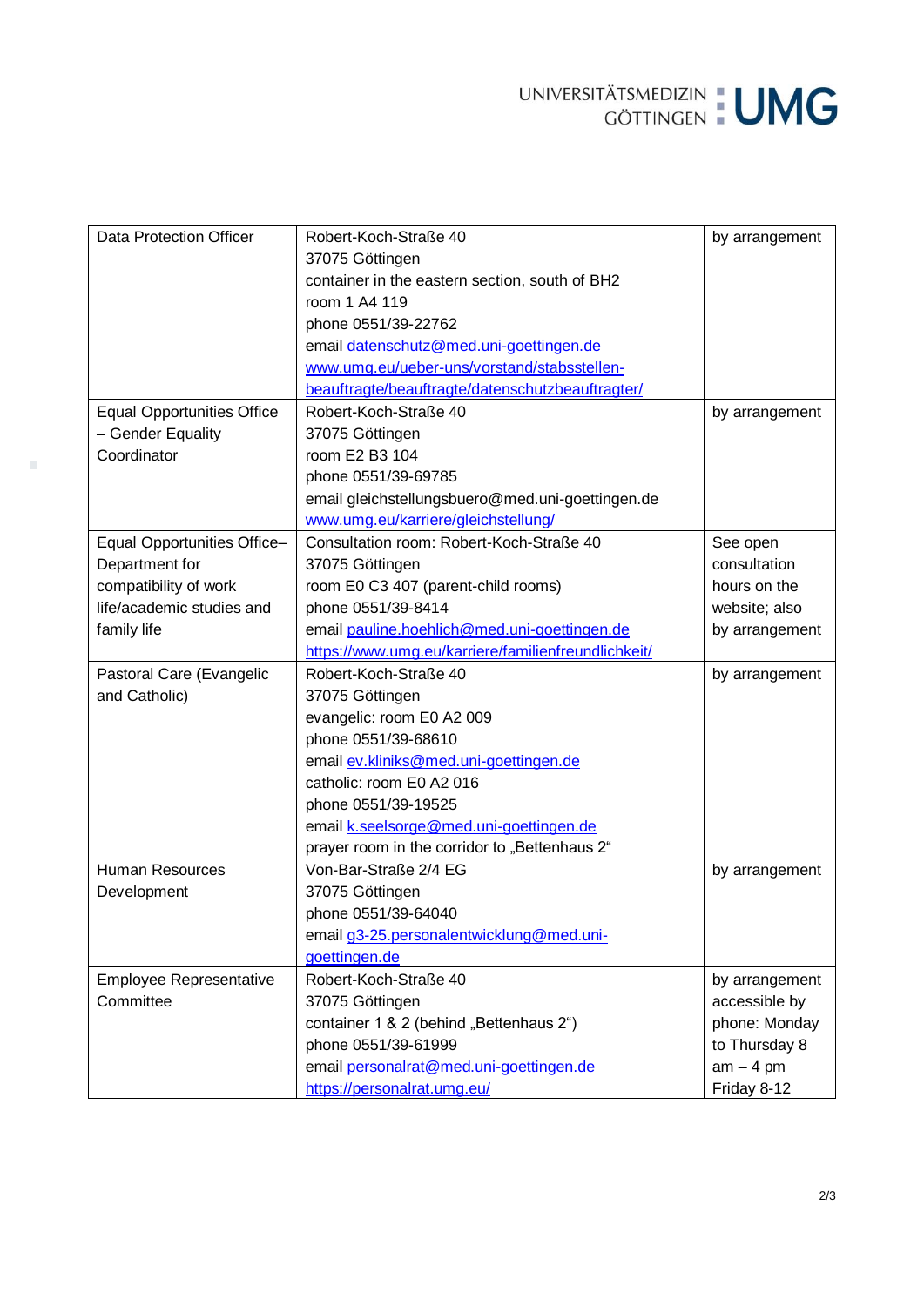| | | |
|---|---|---|
| Data Protection Officer | Robert-Koch-Straße 40<br>37075 Göttingen<br>container in the eastern section, south of BH2<br>room 1 A4 119<br>phone 0551/39-22762<br>email datenschutz@med.uni-goettingen.de<br>www.umg.eu/ueber-uns/vorstand/stabsstellen-beauftragte/beauftragte/datenschutzbeauftragter/ | by arrangement |
| Equal Opportunities Office – Gender Equality Coordinator | Robert-Koch-Straße 40<br>37075 Göttingen<br>room E2 B3 104<br>phone 0551/39-69785<br>email gleichstellungsbuero@med.uni-goettingen.de<br>www.umg.eu/karriere/gleichstellung/ | by arrangement |
| Equal Opportunities Office– Department for compatibility of work life/academic studies and family life | Consultation room: Robert-Koch-Straße 40<br>37075 Göttingen<br>room E0 C3 407 (parent-child rooms)<br>phone 0551/39-8414<br>email pauline.hoehlich@med.uni-goettingen.de<br>https://www.umg.eu/karriere/familienfreundlichkeit/ | See open consultation hours on the website; also by arrangement |
| Pastoral Care (Evangelic and Catholic) | Robert-Koch-Straße 40<br>37075 Göttingen<br>evangelic: room E0 A2 009<br>phone 0551/39-68610<br>email ev.kliniks@med.uni-goettingen.de<br>catholic: room E0 A2 016<br>phone 0551/39-19525<br>email k.seelsorge@med.uni-goettingen.de<br>prayer room in the corridor to „Bettenhaus 2“ | by arrangement |
| Human Resources Development | Von-Bar-Straße 2/4 EG<br>37075 Göttingen<br>phone 0551/39-64040<br>email g3-25.personalentwicklung@med.uni-goettingen.de | by arrangement |
| Employee Representative Committee | Robert-Koch-Straße 40<br>37075 Göttingen<br>container 1 & 2 (behind „Bettenhaus 2“)<br>phone 0551/39-61999<br>email personalrat@med.uni-goettingen.de<br>https://personalrat.umg.eu/ | by arrangement accessible by phone: Monday to Thursday 8 am – 4 pm Friday 8-12 |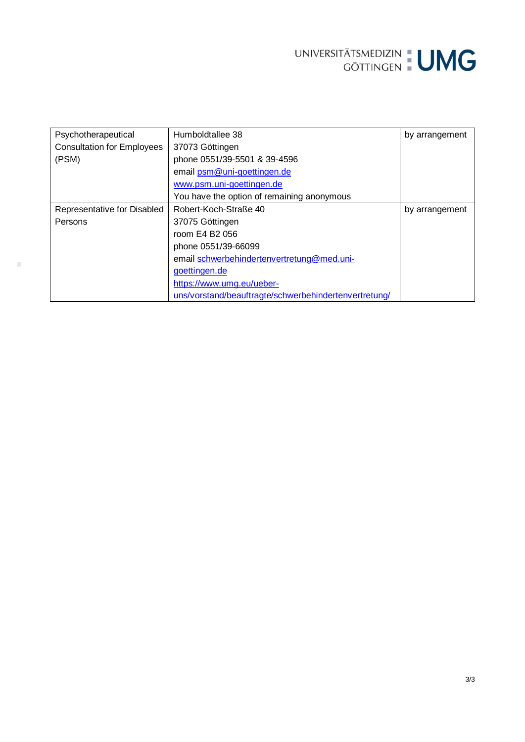| | | |
|---|---|---|
| Psychotherapeutical Consultation for Employees (PSM) | Humboldtallee 38<br>37073 Göttingen<br>phone 0551/39-5501 & 39-4596<br>email psm@uni-goettingen.de<br>www.psm.uni-goettingen.de<br>You have the option of remaining anonymous | by arrangement |
| Representative for Disabled Persons | Robert-Koch-Straße 40<br>37075 Göttingen<br>room E4 B2 056<br>phone 0551/39-66099<br>email schwerbehindertenvertretung@med.uni-goettingen.de<br>https://www.umg.eu/ueber-uns/vorstand/beauftragte/schwerbehindertenvertretung/ | by arrangement |